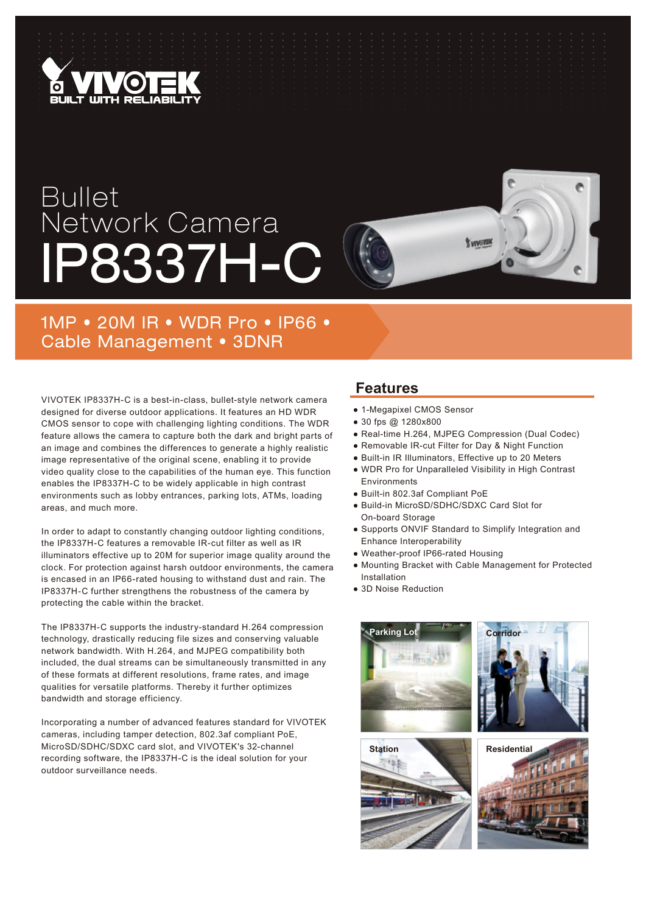VIVOTEK
BUILT WITH RELIABILITY

# Bullet Network Camera IP8337H-C

## 1MP • 20M IR • WDR Pro • IP66 • Cable Management • 3DNR

VIVOTEK IP8337H-C is a best-in-class, bullet-style network camera designed for diverse outdoor applications. It features an HD WDR CMOS sensor to cope with challenging lighting conditions. The WDR feature allows the camera to capture both the dark and bright parts of an image and combines the differences to generate a highly realistic image representative of the original scene, enabling it to provide video quality close to the capabilities of the human eye. This function enables the IP8337H-C to be widely applicable in high contrast environments such as lobby entrances, parking lots, ATMs, loading areas, and much more.

In order to adapt to constantly changing outdoor lighting conditions, the IP8337H-C features a removable IR-cut filter as well as IR illuminators effective up to 20M for superior image quality around the clock. For protection against harsh outdoor environments, the camera is encased in an IP66-rated housing to withstand dust and rain. The IP8337H-C further strengthens the robustness of the camera by protecting the cable within the bracket.

The IP8337H-C supports the industry-standard H.264 compression technology, drastically reducing file sizes and conserving valuable network bandwidth. With H.264, and MJPEG compatibility both included, the dual streams can be simultaneously transmitted in any of these formats at different resolutions, frame rates, and image qualities for versatile platforms. Thereby it further optimizes bandwidth and storage efficiency.

Incorporating a number of advanced features standard for VIVOTEK cameras, including tamper detection, 802.3af compliant PoE, MicroSD/SDHC/SDXC card slot, and VIVOTEK's 32-channel recording software, the IP8337H-C is the ideal solution for your outdoor surveillance needs.

## Features

- 1-Megapixel CMOS Sensor
- 30 fps @ 1280x800
- Real-time H.264, MJPEG Compression (Dual Codec)
- Removable IR-cut Filter for Day & Night Function
- Built-in IR Illuminators, Effective up to 20 Meters
- WDR Pro for Unparalleled Visibility in High Contrast Environments
- Built-in 802.3af Compliant PoE
- Build-in MicroSD/SDHC/SDXC Card Slot for On-board Storage
- Supports ONVIF Standard to Simplify Integration and Enhance Interoperability
- Weather-proof IP66-rated Housing
- Mounting Bracket with Cable Management for Protected Installation
- 3D Noise Reduction

Parking Lot

Corridor

Station

Residential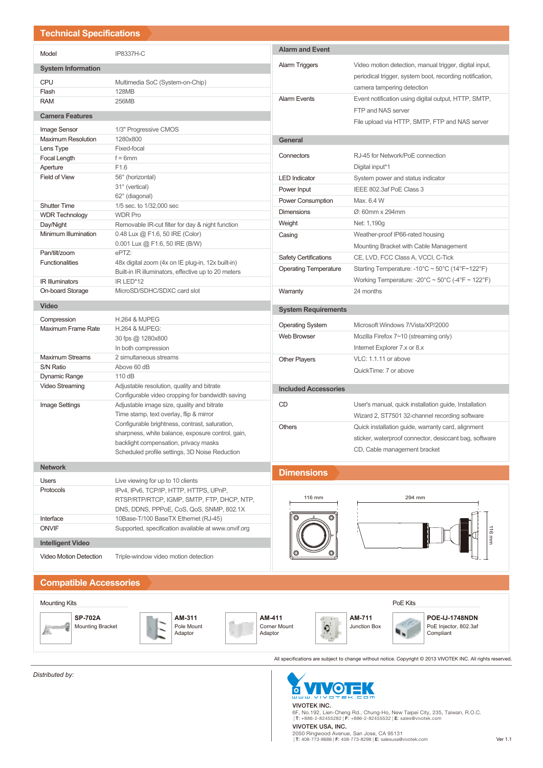## Technical Specifications

| | |
|---|---|
| Model | IP8337H-C |
| **System Information** | |
| CPU | Multimedia SoC (System-on-Chip) |
| Flash | 128MB |
| RAM | 256MB |
| **Camera Features** | |
| Image Sensor | 1/3" Progressive CMOS |
| Maximum Resolution | 1280x800 |
| Lens Type | Fixed-focal |
| Focal Length | f = 6mm |
| Aperture | F1.6 |
| Field of View | 56° (horizontal)<br>31° (vertical)<br>62° (diagonal) |
| Shutter Time | 1/5 sec. to 1/32,000 sec |
| WDR Technology | WDR Pro |
| Day/Night | Removable IR-cut filter for day & night function |
| Minimum Illumination | 0.48 Lux @ F1.6, 50 IRE (Color)<br>0.001 Lux @ F1.6, 50 IRE (B/W) |
| Pan/tilt/zoom Functionalities | ePTZ:<br>48x digital zoom (4x on IE plug-in, 12x built-in)<br>Built-in IR illuminators, effective up to 20 meters |
| IR Illuminators | IR LED*12 |
| On-board Storage | MicroSD/SDHC/SDXC card slot |
| **Video** | |
| Compression | H.264 & MJPEG |
| Maximum Frame Rate | H.264 & MJPEG:<br>30 fps @ 1280x800<br>In both compression |
| Maximum Streams | 2 simultaneous streams |
| S/N Ratio | Above 60 dB |
| Dynamic Range | 110 dB |
| Video Streaming | Adjustable resolution, quality and bitrate<br>Configurable video cropping for bandwidth saving |
| Image Settings | Adjustable image size, quality and bitrate<br>Time stamp, text overlay, flip & mirror<br>Configurable brightness, contrast, saturation, sharpness, white balance, exposure control, gain, backlight compensation, privacy masks<br>Scheduled profile settings, 3D Noise Reduction |
| **Network** | |
| Users | Live viewing for up to 10 clients |
| Protocols | IPv4, IPv6, TCP/IP, HTTP, HTTPS, UPnP, RTSP/RTP/RTCP, IGMP, SMTP, FTP, DHCP, NTP, DNS, DDNS, PPPoE, CoS, QoS, SNMP, 802.1X |
| Interface | 10Base-T/100 BaseTX Ethernet (RJ-45) |
| ONVIF | Supported, specification available at www.onvif.org |
| **Intelligent Video** | |
| Video Motion Detection | Triple-window video motion detection |
| **Alarm and Event** | |
| Alarm Triggers | Video motion detection, manual trigger, digital input, periodical trigger, system boot, recording notification, camera tampering detection |
| Alarm Events | Event notification using digital output, HTTP, SMTP, FTP and NAS server<br>File upload via HTTP, SMTP, FTP and NAS server |
| **General** | |
| Connectors | RJ-45 for Network/PoE connection<br>Digital input*1 |
| LED Indicator | System power and status indicator |
| Power Input | IEEE 802.3af PoE Class 3 |
| Power Consumption | Max. 6.4 W |
| Dimensions | Ø: 60mm x 294mm |
| Weight | Net: 1,190g |
| Casing | Weather-proof IP66-rated housing<br>Mounting Bracket with Cable Management |
| Safety Certifications | CE, LVD, FCC Class A, VCCI, C-Tick |
| Operating Temperature | Starting Temperature: -10°C ~ 50°C (14°F~122°F)<br>Working Temperature: -20°C ~ 50°C (-4°F ~ 122°F) |
| Warranty | 24 months |
| **System Requirements** | |
| Operating System | Microsoft Windows 7/Vista/XP/2000 |
| Web Browser | Mozilla Firefox 7~10 (streaming only)<br>Internet Explorer 7.x or 8.x |
| Other Players | VLC: 1.1.11 or above<br>QuickTime: 7 or above |
| **Included Accessories** | |
| CD | User's manual, quick installation guide, Installation Wizard 2, ST7501 32-channel recording software |
| Others | Quick installation guide, warranty card, alignment sticker, waterproof connector, desiccant bag, software CD, Cable management bracket |

## Dimensions

116 mm

294 mm

116 mm

## Compatible Accessories

Mounting Kits

**SP-702A** Mounting Bracket

**AM-311** Pole Mount Adaptor

**AM-411** Corner Mount Adaptor

**AM-711** Junction Box

PoE Kits

**POE-IJ-1748NDN** PoE Injector, 802.3af Compliant

All specifications are subject to change without notice. Copyright © 2013 VIVOTEK INC. All rights reserved.

*Distributed by:*

www.vivotek.com

**VIVOTEK INC.**
6F, No.192, Lien-Cheng Rd., Chung-Ho, New Taipei City, 235, Taiwan, R.O.C.
| T: +886-2-82455282 | F: +886-2-82455532 | E: sales@vivotek.com

**VIVOTEK USA, INC.**
2050 Ringwood Avenue, San Jose, CA 95131
| T: 408-773-8686 | F: 408-773-8298 | E: salesusa@vivotek.com

Ver 1.1